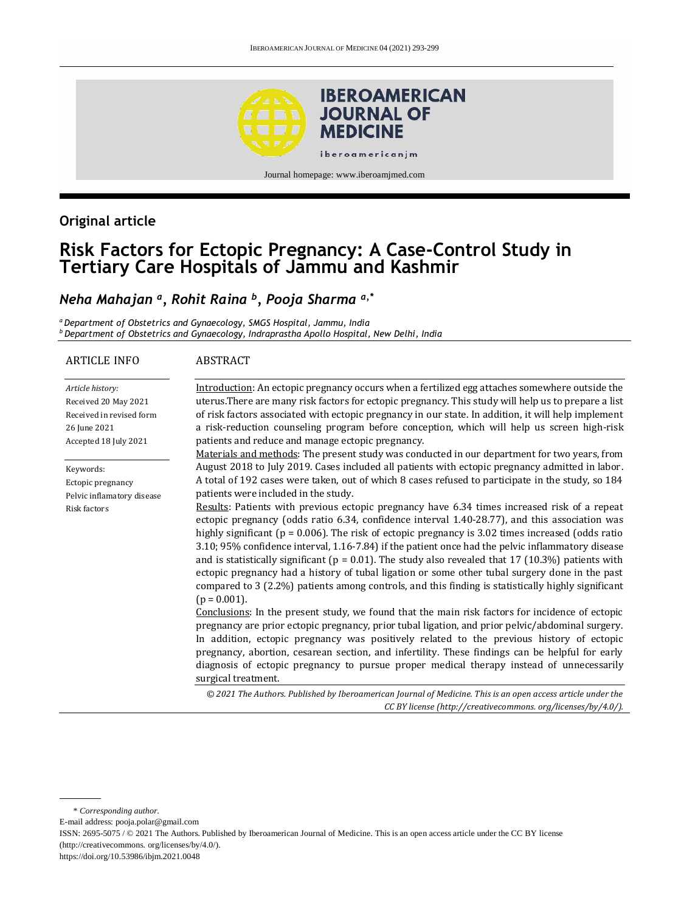## Original article

# Risk Factors for Ectopic Pregnancy: A Case-Control Study in Tertiary Care Hospitals of Jammu and Kashmir

*Neha Mahajan [a], Rohit Raina [b], Pooja Sharma [a,*]*

[a] *Department of Obstetrics and Gynaecology, SMGS Hospital, Jammu, India*
[b] *Department of Obstetrics and Gynaecology, Indraprastha Apollo Hospital, New Delhi, India*

ARTICLE INFO

*Article history:*
Received 20 May 2021
Received in revised form 26 June 2021
Accepted 18 July 2021

Keywords:
Ectopic pregnancy
Pelvic inflamatory disease
Risk factors

ABSTRACT

Introduction: An ectopic pregnancy occurs when a fertilized egg attaches somewhere outside the uterus.There are many risk factors for ectopic pregnancy. This study will help us to prepare a list of risk factors associated with ectopic pregnancy in our state. In addition, it will help implement a risk-reduction counseling program before conception, which will help us screen high-risk patients and reduce and manage ectopic pregnancy.

Materials and methods: The present study was conducted in our department for two years, from August 2018 to July 2019. Cases included all patients with ectopic pregnancy admitted in labor. A total of 192 cases were taken, out of which 8 cases refused to participate in the study, so 184 patients were included in the study.

Results: Patients with previous ectopic pregnancy have 6.34 times increased risk of a repeat ectopic pregnancy (odds ratio 6.34, confidence interval 1.40-28.77), and this association was highly significant ($p = 0.006$). The risk of ectopic pregnancy is 3.02 times increased (odds ratio 3.10; 95% confidence interval, 1.16-7.84) if the patient once had the pelvic inflammatory disease and is statistically significant ($p = 0.01$). The study also revealed that 17 (10.3%) patients with ectopic pregnancy had a history of tubal ligation or some other tubal surgery done in the past compared to 3 (2.2%) patients among controls, and this finding is statistically highly significant ($p = 0.001$).

Conclusions: In the present study, we found that the main risk factors for incidence of ectopic pregnancy are prior ectopic pregnancy, prior tubal ligation, and prior pelvic/abdominal surgery. In addition, ectopic pregnancy was positively related to the previous history of ectopic pregnancy, abortion, cesarean section, and infertility. These findings can be helpful for early diagnosis of ectopic pregnancy to pursue proper medical therapy instead of unnecessarily surgical treatment.

*© 2021 The Authors. Published by Iberoamerican Journal of Medicine. This is an open access article under the CC BY license (http://creativecommons. org/licenses/by/4.0/).*

---

\* *Corresponding author.*
E-mail address: pooja.polar@gmail.com
ISSN: 2695-5075 / © 2021 The Authors. Published by Iberoamerican Journal of Medicine. This is an open access article under the CC BY license (http://creativecommons. org/licenses/by/4.0/).
https://doi.org/10.53986/ibjm.2021.0048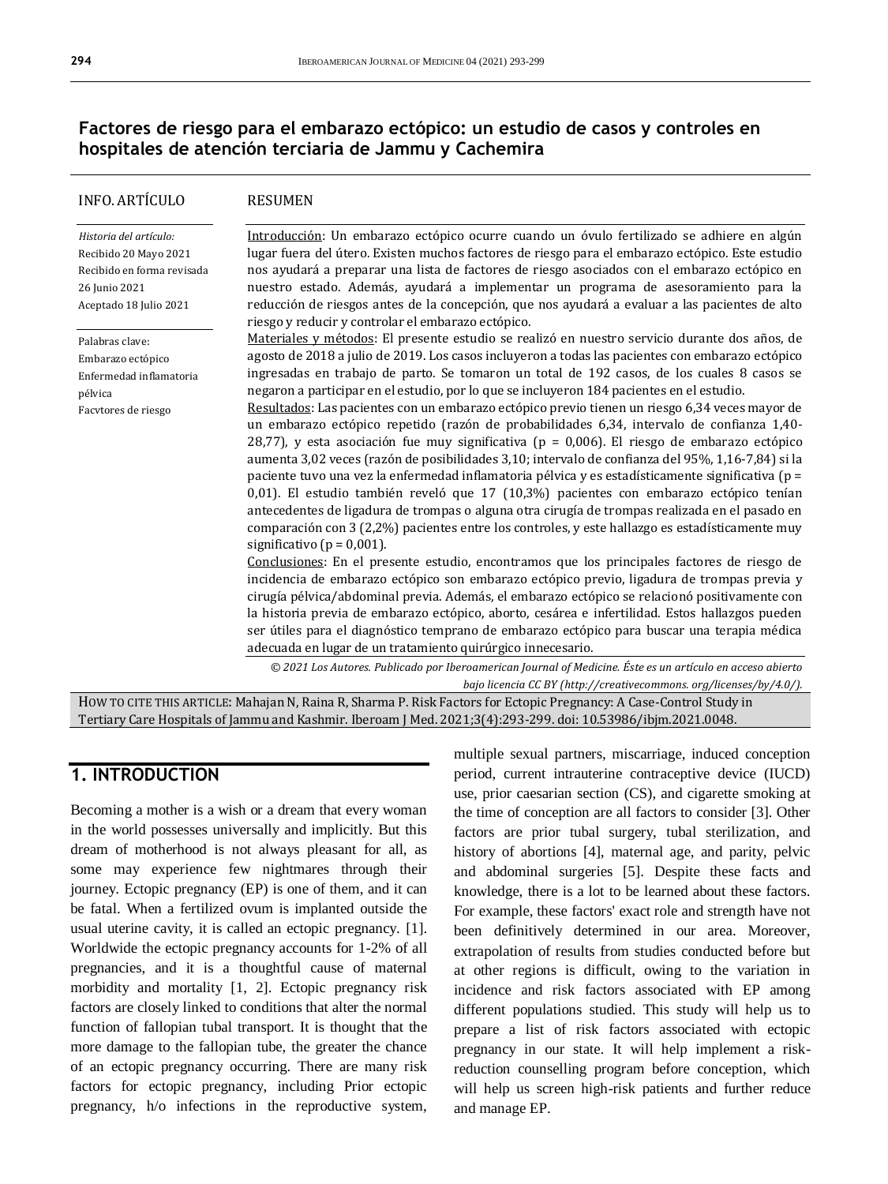## Factores de riesgo para el embarazo ectópico: un estudio de casos y controles en hospitales de atención terciaria de Jammu y Cachemira

INFO. ARTÍCULO

*Historia del artículo:*
Recibido 20 Mayo 2021
Recibido en forma revisada 26 Junio 2021
Aceptado 18 Julio 2021

Palabras clave:
Embarazo ectópico
Enfermedad inflamatoria pélvica
Facvtores de riesgo

RESUMEN

Introducción: Un embarazo ectópico ocurre cuando un óvulo fertilizado se adhiere en algún lugar fuera del útero. Existen muchos factores de riesgo para el embarazo ectópico. Este estudio nos ayudará a preparar una lista de factores de riesgo asociados con el embarazo ectópico en nuestro estado. Además, ayudará a implementar un programa de asesoramiento para la reducción de riesgos antes de la concepción, que nos ayudará a evaluar a las pacientes de alto riesgo y reducir y controlar el embarazo ectópico.

Materiales y métodos: El presente estudio se realizó en nuestro servicio durante dos años, de agosto de 2018 a julio de 2019. Los casos incluyeron a todas las pacientes con embarazo ectópico ingresadas en trabajo de parto. Se tomaron un total de 192 casos, de los cuales 8 casos se negaron a participar en el estudio, por lo que se incluyeron 184 pacientes en el estudio.

Resultados: Las pacientes con un embarazo ectópico previo tienen un riesgo 6,34 veces mayor de un embarazo ectópico repetido (razón de probabilidades 6,34, intervalo de confianza 1,40-28,77), y esta asociación fue muy significativa (p = 0,006). El riesgo de embarazo ectópico aumenta 3,02 veces (razón de posibilidades 3,10; intervalo de confianza del 95%, 1,16-7,84) si la paciente tuvo una vez la enfermedad inflamatoria pélvica y es estadísticamente significativa (p = 0,01). El estudio también reveló que 17 (10,3%) pacientes con embarazo ectópico tenían antecedentes de ligadura de trompas o alguna otra cirugía de trompas realizada en el pasado en comparación con 3 (2,2%) pacientes entre los controles, y este hallazgo es estadísticamente muy significativo (p = 0,001).

Conclusiones: En el presente estudio, encontramos que los principales factores de riesgo de incidencia de embarazo ectópico son embarazo ectópico previo, ligadura de trompas previa y cirugía pélvica/abdominal previa. Además, el embarazo ectópico se relacionó positivamente con la historia previa de embarazo ectópico, aborto, cesárea e infertilidad. Estos hallazgos pueden ser útiles para el diagnóstico temprano de embarazo ectópico para buscar una terapia médica adecuada en lugar de un tratamiento quirúrgico innecesario.

*© 2021 Los Autores. Publicado por Iberoamerican Journal of Medicine. Éste es un artículo en acceso abierto bajo licencia CC BY (http://creativecommons. org/licenses/by/4.0/).*

HOW TO CITE THIS ARTICLE: Mahajan N, Raina R, Sharma P. Risk Factors for Ectopic Pregnancy: A Case-Control Study in Tertiary Care Hospitals of Jammu and Kashmir. Iberoam J Med. 2021;3(4):293-299. doi: 10.53986/ibjm.2021.0048.

## 1. INTRODUCTION

Becoming a mother is a wish or a dream that every woman in the world possesses universally and implicitly. But this dream of motherhood is not always pleasant for all, as some may experience few nightmares through their journey. Ectopic pregnancy (EP) is one of them, and it can be fatal. When a fertilized ovum is implanted outside the usual uterine cavity, it is called an ectopic pregnancy. [1]. Worldwide the ectopic pregnancy accounts for 1-2% of all pregnancies, and it is a thoughtful cause of maternal morbidity and mortality [1, 2]. Ectopic pregnancy risk factors are closely linked to conditions that alter the normal function of fallopian tubal transport. It is thought that the more damage to the fallopian tube, the greater the chance of an ectopic pregnancy occurring. There are many risk factors for ectopic pregnancy, including Prior ectopic pregnancy, h/o infections in the reproductive system, multiple sexual partners, miscarriage, induced conception period, current intrauterine contraceptive device (IUCD) use, prior caesarian section (CS), and cigarette smoking at the time of conception are all factors to consider [3]. Other factors are prior tubal surgery, tubal sterilization, and history of abortions [4], maternal age, and parity, pelvic and abdominal surgeries [5]. Despite these facts and knowledge, there is a lot to be learned about these factors. For example, these factors' exact role and strength have not been definitively determined in our area. Moreover, extrapolation of results from studies conducted before but at other regions is difficult, owing to the variation in incidence and risk factors associated with EP among different populations studied. This study will help us to prepare a list of risk factors associated with ectopic pregnancy in our state. It will help implement a risk-reduction counselling program before conception, which will help us screen high-risk patients and further reduce and manage EP.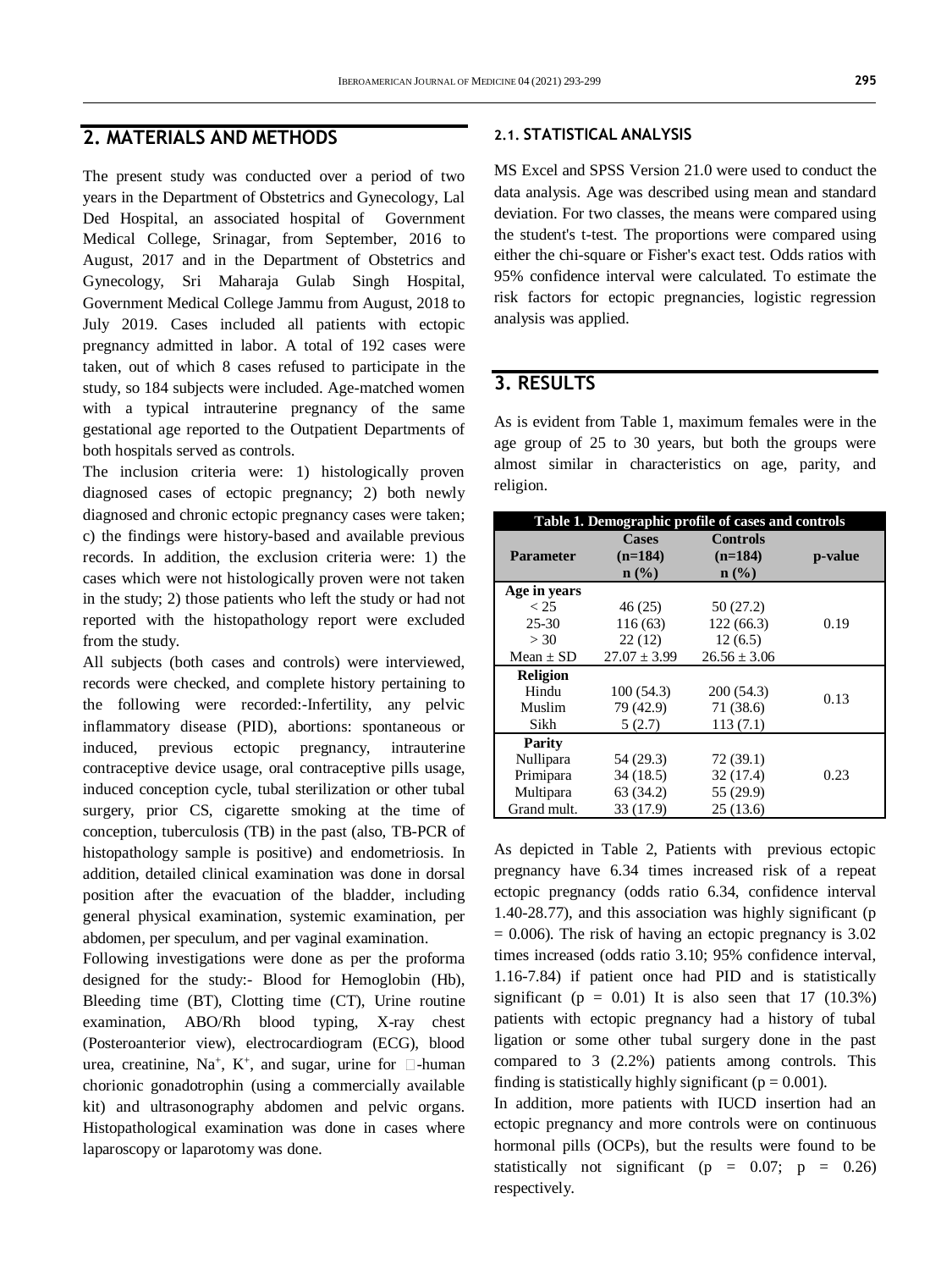## 2. MATERIALS AND METHODS

The present study was conducted over a period of two years in the Department of Obstetrics and Gynecology, Lal Ded Hospital, an associated hospital of Government Medical College, Srinagar, from September, 2016 to August, 2017 and in the Department of Obstetrics and Gynecology, Sri Maharaja Gulab Singh Hospital, Government Medical College Jammu from August, 2018 to July 2019. Cases included all patients with ectopic pregnancy admitted in labor. A total of 192 cases were taken, out of which 8 cases refused to participate in the study, so 184 subjects were included. Age-matched women with a typical intrauterine pregnancy of the same gestational age reported to the Outpatient Departments of both hospitals served as controls.

The inclusion criteria were: 1) histologically proven diagnosed cases of ectopic pregnancy; 2) both newly diagnosed and chronic ectopic pregnancy cases were taken; c) the findings were history-based and available previous records. In addition, the exclusion criteria were: 1) the cases which were not histologically proven were not taken in the study; 2) those patients who left the study or had not reported with the histopathology report were excluded from the study.

All subjects (both cases and controls) were interviewed, records were checked, and complete history pertaining to the following were recorded:-Infertility, any pelvic inflammatory disease (PID), abortions: spontaneous or induced, previous ectopic pregnancy, intrauterine contraceptive device usage, oral contraceptive pills usage, induced conception cycle, tubal sterilization or other tubal surgery, prior CS, cigarette smoking at the time of conception, tuberculosis (TB) in the past (also, TB-PCR of histopathology sample is positive) and endometriosis. In addition, detailed clinical examination was done in dorsal position after the evacuation of the bladder, including general physical examination, systemic examination, per abdomen, per speculum, and per vaginal examination.

Following investigations were done as per the proforma designed for the study:- Blood for Hemoglobin (Hb), Bleeding time (BT), Clotting time (CT), Urine routine examination, ABO/Rh blood typing, X-ray chest (Posteroanterior view), electrocardiogram (ECG), blood urea, creatinine, $Na^+$, $K^+$, and sugar, urine for $\beta$-human chorionic gonadotrophin (using a commercially available kit) and ultrasonography abdomen and pelvic organs. Histopathological examination was done in cases where laparoscopy or laparotomy was done.

### 2.1. STATISTICAL ANALYSIS

MS Excel and SPSS Version 21.0 were used to conduct the data analysis. Age was described using mean and standard deviation. For two classes, the means were compared using the student's t-test. The proportions were compared using either the chi-square or Fisher's exact test. Odds ratios with 95% confidence interval were calculated. To estimate the risk factors for ectopic pregnancies, logistic regression analysis was applied.

## 3. RESULTS

As is evident from Table 1, maximum females were in the age group of 25 to 30 years, but both the groups were almost similar in characteristics on age, parity, and religion.

**Table 1. Demographic profile of cases and controls**

| Parameter | Cases (n=184) n (%) | Controls (n=184) n (%) | p-value |
|---|---|---|---|
| **Age in years** | | | |
| < 25 | 46 (25) | 50 (27.2) | |
| 25-30 | 116 (63) | 122 (66.3) | 0.19 |
| > 30 | 22 (12) | 12 (6.5) | |
| Mean ± SD | 27.07 ± 3.99 | 26.56 ± 3.06 | |
| **Religion** | | | |
| Hindu | 100 (54.3) | 200 (54.3) | 0.13 |
| Muslim | 79 (42.9) | 71 (38.6) | |
| Sikh | 5 (2.7) | 113 (7.1) | |
| **Parity** | | | |
| Nullipara | 54 (29.3) | 72 (39.1) | |
| Primipara | 34 (18.5) | 32 (17.4) | 0.23 |
| Multipara | 63 (34.2) | 55 (29.9) | |
| Grand mult. | 33 (17.9) | 25 (13.6) | |

As depicted in Table 2, Patients with previous ectopic pregnancy have 6.34 times increased risk of a repeat ectopic pregnancy (odds ratio 6.34, confidence interval 1.40-28.77), and this association was highly significant (p = 0.006). The risk of having an ectopic pregnancy is 3.02 times increased (odds ratio 3.10; 95% confidence interval, 1.16-7.84) if patient once had PID and is statistically significant (p = 0.01) It is also seen that 17 (10.3%) patients with ectopic pregnancy had a history of tubal ligation or some other tubal surgery done in the past compared to 3 (2.2%) patients among controls. This finding is statistically highly significant (p = 0.001).

In addition, more patients with IUCD insertion had an ectopic pregnancy and more controls were on continuous hormonal pills (OCPs), but the results were found to be statistically not significant (p = 0.07; p = 0.26) respectively.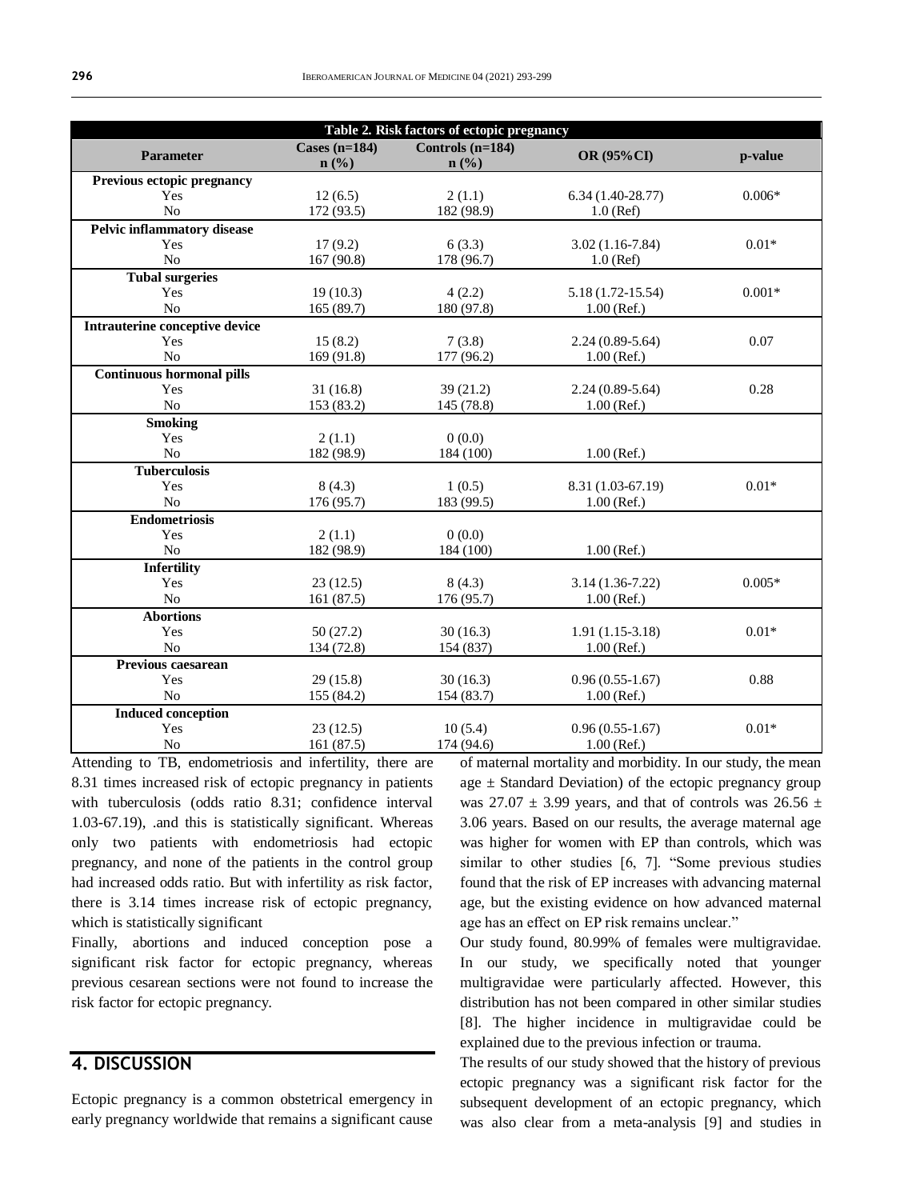| Table 2. Risk factors of ectopic pregnancy | | | | |
|---|---|---|---|---|
| **Parameter** | **Cases (n=184) n (%)** | **Controls (n=184) n (%)** | **OR (95%CI)** | **p-value** |
| **Previous ectopic pregnancy** | | | | |
| Yes | 12 (6.5) | 2 (1.1) | 6.34 (1.40-28.77) | 0.006* |
| No | 172 (93.5) | 182 (98.9) | 1.0 (Ref) | |
| **Pelvic inflammatory disease** | | | | |
| Yes | 17 (9.2) | 6 (3.3) | 3.02 (1.16-7.84) | 0.01* |
| No | 167 (90.8) | 178 (96.7) | 1.0 (Ref) | |
| **Tubal surgeries** | | | | |
| Yes | 19 (10.3) | 4 (2.2) | 5.18 (1.72-15.54) | 0.001* |
| No | 165 (89.7) | 180 (97.8) | 1.00 (Ref.) | |
| **Intrauterine conceptive device** | | | | |
| Yes | 15 (8.2) | 7 (3.8) | 2.24 (0.89-5.64) | 0.07 |
| No | 169 (91.8) | 177 (96.2) | 1.00 (Ref.) | |
| **Continuous hormonal pills** | | | | |
| Yes | 31 (16.8) | 39 (21.2) | 2.24 (0.89-5.64) | 0.28 |
| No | 153 (83.2) | 145 (78.8) | 1.00 (Ref.) | |
| **Smoking** | | | | |
| Yes | 2 (1.1) | 0 (0.0) | | |
| No | 182 (98.9) | 184 (100) | 1.00 (Ref.) | |
| **Tuberculosis** | | | | |
| Yes | 8 (4.3) | 1 (0.5) | 8.31 (1.03-67.19) | 0.01* |
| No | 176 (95.7) | 183 (99.5) | 1.00 (Ref.) | |
| **Endometriosis** | | | | |
| Yes | 2 (1.1) | 0 (0.0) | | |
| No | 182 (98.9) | 184 (100) | 1.00 (Ref.) | |
| **Infertility** | | | | |
| Yes | 23 (12.5) | 8 (4.3) | 3.14 (1.36-7.22) | 0.005* |
| No | 161 (87.5) | 176 (95.7) | 1.00 (Ref.) | |
| **Abortions** | | | | |
| Yes | 50 (27.2) | 30 (16.3) | 1.91 (1.15-3.18) | 0.01* |
| No | 134 (72.8) | 154 (837) | 1.00 (Ref.) | |
| **Previous caesarean** | | | | |
| Yes | 29 (15.8) | 30 (16.3) | 0.96 (0.55-1.67) | 0.88 |
| No | 155 (84.2) | 154 (83.7) | 1.00 (Ref.) | |
| **Induced conception** | | | | |
| Yes | 23 (12.5) | 10 (5.4) | 0.96 (0.55-1.67) | 0.01* |
| No | 161 (87.5) | 174 (94.6) | 1.00 (Ref.) | |

Attending to TB, endometriosis and infertility, there are 8.31 times increased risk of ectopic pregnancy in patients with tuberculosis (odds ratio 8.31; confidence interval 1.03-67.19), .and this is statistically significant. Whereas only two patients with endometriosis had ectopic pregnancy, and none of the patients in the control group had increased odds ratio. But with infertility as risk factor, there is 3.14 times increase risk of ectopic pregnancy, which is statistically significant

Finally, abortions and induced conception pose a significant risk factor for ectopic pregnancy, whereas previous cesarean sections were not found to increase the risk factor for ectopic pregnancy.

## 4. DISCUSSION

Ectopic pregnancy is a common obstetrical emergency in early pregnancy worldwide that remains a significant cause of maternal mortality and morbidity. In our study, the mean age ± Standard Deviation) of the ectopic pregnancy group was 27.07 ± 3.99 years, and that of controls was 26.56 ± 3.06 years. Based on our results, the average maternal age was higher for women with EP than controls, which was similar to other studies [6, 7]. "Some previous studies found that the risk of EP increases with advancing maternal age, but the existing evidence on how advanced maternal age has an effect on EP risk remains unclear."

Our study found, 80.99% of females were multigravidae. In our study, we specifically noted that younger multigravidae were particularly affected. However, this distribution has not been compared in other similar studies [8]. The higher incidence in multigravidae could be explained due to the previous infection or trauma.

The results of our study showed that the history of previous ectopic pregnancy was a significant risk factor for the subsequent development of an ectopic pregnancy, which was also clear from a meta-analysis [9] and studies in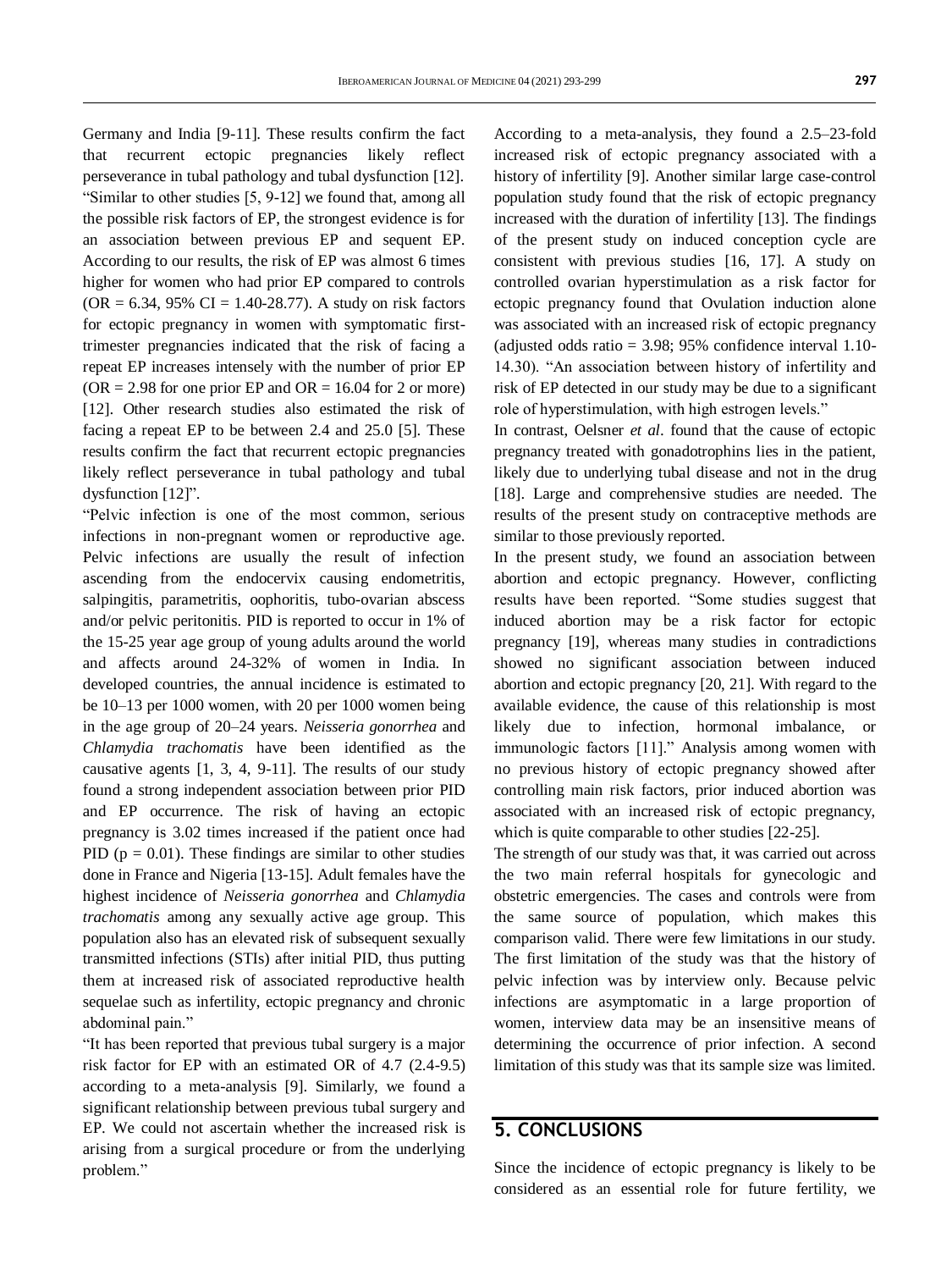Germany and India [9-11]. These results confirm the fact that recurrent ectopic pregnancies likely reflect perseverance in tubal pathology and tubal dysfunction [12]. "Similar to other studies [5, 9-12] we found that, among all the possible risk factors of EP, the strongest evidence is for an association between previous EP and sequent EP. According to our results, the risk of EP was almost 6 times higher for women who had prior EP compared to controls (OR = 6.34, 95% CI = 1.40-28.77). A study on risk factors for ectopic pregnancy in women with symptomatic first-trimester pregnancies indicated that the risk of facing a repeat EP increases intensely with the number of prior EP (OR = 2.98 for one prior EP and OR = 16.04 for 2 or more) [12]. Other research studies also estimated the risk of facing a repeat EP to be between 2.4 and 25.0 [5]. These results confirm the fact that recurrent ectopic pregnancies likely reflect perseverance in tubal pathology and tubal dysfunction [12]".

"Pelvic infection is one of the most common, serious infections in non-pregnant women or reproductive age. Pelvic infections are usually the result of infection ascending from the endocervix causing endometritis, salpingitis, parametritis, oophoritis, tubo-ovarian abscess and/or pelvic peritonitis. PID is reported to occur in 1% of the 15-25 year age group of young adults around the world and affects around 24-32% of women in India. In developed countries, the annual incidence is estimated to be 10–13 per 1000 women, with 20 per 1000 women being in the age group of 20–24 years. *Neisseria gonorrhea* and *Chlamydia trachomatis* have been identified as the causative agents [1, 3, 4, 9-11]. The results of our study found a strong independent association between prior PID and EP occurrence. The risk of having an ectopic pregnancy is 3.02 times increased if the patient once had PID ($p = 0.01$). These findings are similar to other studies done in France and Nigeria [13-15]. Adult females have the highest incidence of *Neisseria gonorrhea* and *Chlamydia trachomatis* among any sexually active age group. This population also has an elevated risk of subsequent sexually transmitted infections (STIs) after initial PID, thus putting them at increased risk of associated reproductive health sequelae such as infertility, ectopic pregnancy and chronic abdominal pain."

"It has been reported that previous tubal surgery is a major risk factor for EP with an estimated OR of 4.7 (2.4-9.5) according to a meta-analysis [9]. Similarly, we found a significant relationship between previous tubal surgery and EP. We could not ascertain whether the increased risk is arising from a surgical procedure or from the underlying problem."

According to a meta-analysis, they found a 2.5–23-fold increased risk of ectopic pregnancy associated with a history of infertility [9]. Another similar large case-control population study found that the risk of ectopic pregnancy increased with the duration of infertility [13]. The findings of the present study on induced conception cycle are consistent with previous studies [16, 17]. A study on controlled ovarian hyperstimulation as a risk factor for ectopic pregnancy found that Ovulation induction alone was associated with an increased risk of ectopic pregnancy (adjusted odds ratio = 3.98; 95% confidence interval 1.10-14.30). "An association between history of infertility and risk of EP detected in our study may be due to a significant role of hyperstimulation, with high estrogen levels."

In contrast, Oelsner *et al*. found that the cause of ectopic pregnancy treated with gonadotrophins lies in the patient, likely due to underlying tubal disease and not in the drug [18]. Large and comprehensive studies are needed. The results of the present study on contraceptive methods are similar to those previously reported.

In the present study, we found an association between abortion and ectopic pregnancy. However, conflicting results have been reported. "Some studies suggest that induced abortion may be a risk factor for ectopic pregnancy [19], whereas many studies in contradictions showed no significant association between induced abortion and ectopic pregnancy [20, 21]. With regard to the available evidence, the cause of this relationship is most likely due to infection, hormonal imbalance, or immunologic factors [11]." Analysis among women with no previous history of ectopic pregnancy showed after controlling main risk factors, prior induced abortion was associated with an increased risk of ectopic pregnancy, which is quite comparable to other studies [22-25].

The strength of our study was that, it was carried out across the two main referral hospitals for gynecologic and obstetric emergencies. The cases and controls were from the same source of population, which makes this comparison valid. There were few limitations in our study. The first limitation of the study was that the history of pelvic infection was by interview only. Because pelvic infections are asymptomatic in a large proportion of women, interview data may be an insensitive means of determining the occurrence of prior infection. A second limitation of this study was that its sample size was limited.

## 5. CONCLUSIONS

Since the incidence of ectopic pregnancy is likely to be considered as an essential role for future fertility, we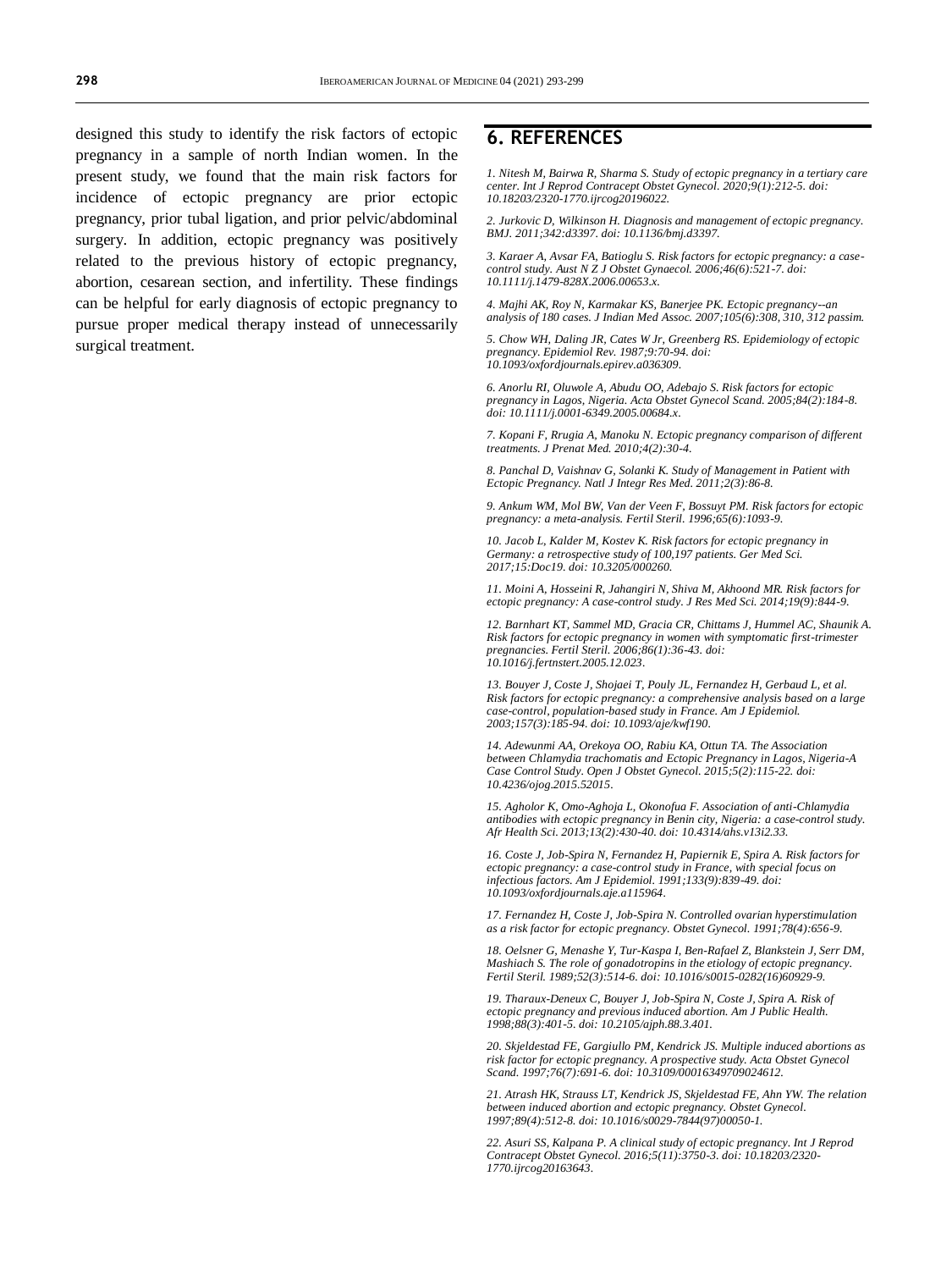designed this study to identify the risk factors of ectopic pregnancy in a sample of north Indian women. In the present study, we found that the main risk factors for incidence of ectopic pregnancy are prior ectopic pregnancy, prior tubal ligation, and prior pelvic/abdominal surgery. In addition, ectopic pregnancy was positively related to the previous history of ectopic pregnancy, abortion, cesarean section, and infertility. These findings can be helpful for early diagnosis of ectopic pregnancy to pursue proper medical therapy instead of unnecessarily surgical treatment.

## 6. REFERENCES

*1. Nitesh M, Bairwa R, Sharma S. Study of ectopic pregnancy in a tertiary care center. Int J Reprod Contracept Obstet Gynecol. 2020;9(1):212-5. doi: 10.18203/2320-1770.ijrcog20196022.*

*2. Jurkovic D, Wilkinson H. Diagnosis and management of ectopic pregnancy. BMJ. 2011;342:d3397. doi: 10.1136/bmj.d3397.*

*3. Karaer A, Avsar FA, Batioglu S. Risk factors for ectopic pregnancy: a case-control study. Aust N Z J Obstet Gynaecol. 2006;46(6):521-7. doi: 10.1111/j.1479-828X.2006.00653.x.*

*4. Majhi AK, Roy N, Karmakar KS, Banerjee PK. Ectopic pregnancy--an analysis of 180 cases. J Indian Med Assoc. 2007;105(6):308, 310, 312 passim.*

*5. Chow WH, Daling JR, Cates W Jr, Greenberg RS. Epidemiology of ectopic pregnancy. Epidemiol Rev. 1987;9:70-94. doi: 10.1093/oxfordjournals.epirev.a036309.*

*6. Anorlu RI, Oluwole A, Abudu OO, Adebajo S. Risk factors for ectopic pregnancy in Lagos, Nigeria. Acta Obstet Gynecol Scand. 2005;84(2):184-8. doi: 10.1111/j.0001-6349.2005.00684.x.*

*7. Kopani F, Rrugia A, Manoku N. Ectopic pregnancy comparison of different treatments. J Prenat Med. 2010;4(2):30-4.*

*8. Panchal D, Vaishnav G, Solanki K. Study of Management in Patient with Ectopic Pregnancy. Natl J Integr Res Med. 2011;2(3):86-8.*

*9. Ankum WM, Mol BW, Van der Veen F, Bossuyt PM. Risk factors for ectopic pregnancy: a meta-analysis. Fertil Steril. 1996;65(6):1093-9.*

*10. Jacob L, Kalder M, Kostev K. Risk factors for ectopic pregnancy in Germany: a retrospective study of 100,197 patients. Ger Med Sci. 2017;15:Doc19. doi: 10.3205/000260.*

*11. Moini A, Hosseini R, Jahangiri N, Shiva M, Akhoond MR. Risk factors for ectopic pregnancy: A case-control study. J Res Med Sci. 2014;19(9):844-9.*

*12. Barnhart KT, Sammel MD, Gracia CR, Chittams J, Hummel AC, Shaunik A. Risk factors for ectopic pregnancy in women with symptomatic first-trimester pregnancies. Fertil Steril. 2006;86(1):36-43. doi: 10.1016/j.fertnstert.2005.12.023.*

*13. Bouyer J, Coste J, Shojaei T, Pouly JL, Fernandez H, Gerbaud L, et al. Risk factors for ectopic pregnancy: a comprehensive analysis based on a large case-control, population-based study in France. Am J Epidemiol. 2003;157(3):185-94. doi: 10.1093/aje/kwf190.*

*14. Adewunmi AA, Orekoya OO, Rabiu KA, Ottun TA. The Association between Chlamydia trachomatis and Ectopic Pregnancy in Lagos, Nigeria-A Case Control Study. Open J Obstet Gynecol. 2015;5(2):115-22. doi: 10.4236/ojog.2015.52015.*

*15. Agholor K, Omo-Aghoja L, Okonofua F. Association of anti-Chlamydia antibodies with ectopic pregnancy in Benin city, Nigeria: a case-control study. Afr Health Sci. 2013;13(2):430-40. doi: 10.4314/ahs.v13i2.33.*

*16. Coste J, Job-Spira N, Fernandez H, Papiernik E, Spira A. Risk factors for ectopic pregnancy: a case-control study in France, with special focus on infectious factors. Am J Epidemiol. 1991;133(9):839-49. doi: 10.1093/oxfordjournals.aje.a115964.*

*17. Fernandez H, Coste J, Job-Spira N. Controlled ovarian hyperstimulation as a risk factor for ectopic pregnancy. Obstet Gynecol. 1991;78(4):656-9.*

*18. Oelsner G, Menashe Y, Tur-Kaspa I, Ben-Rafael Z, Blankstein J, Serr DM, Mashiach S. The role of gonadotropins in the etiology of ectopic pregnancy. Fertil Steril. 1989;52(3):514-6. doi: 10.1016/s0015-0282(16)60929-9.*

*19. Tharaux-Deneux C, Bouyer J, Job-Spira N, Coste J, Spira A. Risk of ectopic pregnancy and previous induced abortion. Am J Public Health. 1998;88(3):401-5. doi: 10.2105/ajph.88.3.401.*

*20. Skjeldestad FE, Gargiullo PM, Kendrick JS. Multiple induced abortions as risk factor for ectopic pregnancy. A prospective study. Acta Obstet Gynecol Scand. 1997;76(7):691-6. doi: 10.3109/00016349709024612.*

*21. Atrash HK, Strauss LT, Kendrick JS, Skjeldestad FE, Ahn YW. The relation between induced abortion and ectopic pregnancy. Obstet Gynecol. 1997;89(4):512-8. doi: 10.1016/s0029-7844(97)00050-1.*

*22. Asuri SS, Kalpana P. A clinical study of ectopic pregnancy. Int J Reprod Contracept Obstet Gynecol. 2016;5(11):3750-3. doi: 10.18203/2320-1770.ijrcog20163643.*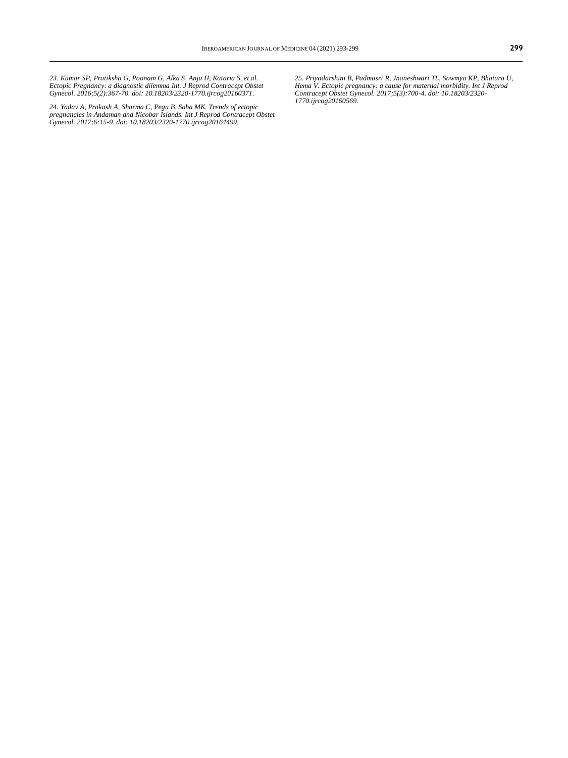*23. Kumar SP, Pratiksha G, Poonam G, Alka S, Anju H, Kataria S, et al. Ectopic Pregnancy: a diagnostic dilemma Int. J Reprod Contracept Obstet Gynecol. 2016;5(2):367-70. doi: 10.18203/2320-1770.ijrcog20160371.*

*24. Yadav A, Prakash A, Sharma C, Pegu B, Saha MK. Trends of ectopic pregnancies in Andaman and Nicobar Islands. Int J Reprod Contracept Obstet Gynecol. 2017;6:15-9. doi: 10.18203/2320-1770.ijrcog20164499.*

*25. Priyadarshini B, Padmasri R, Jnaneshwari TL, Sowmya KP, Bhatara U, Hema V. Ectopic pregnancy: a cause for maternal morbidity. Int J Reprod Contracept Obstet Gynecol. 2017;5(3):700-4. doi: 10.18203/2320-1770.ijrcog20160569.*